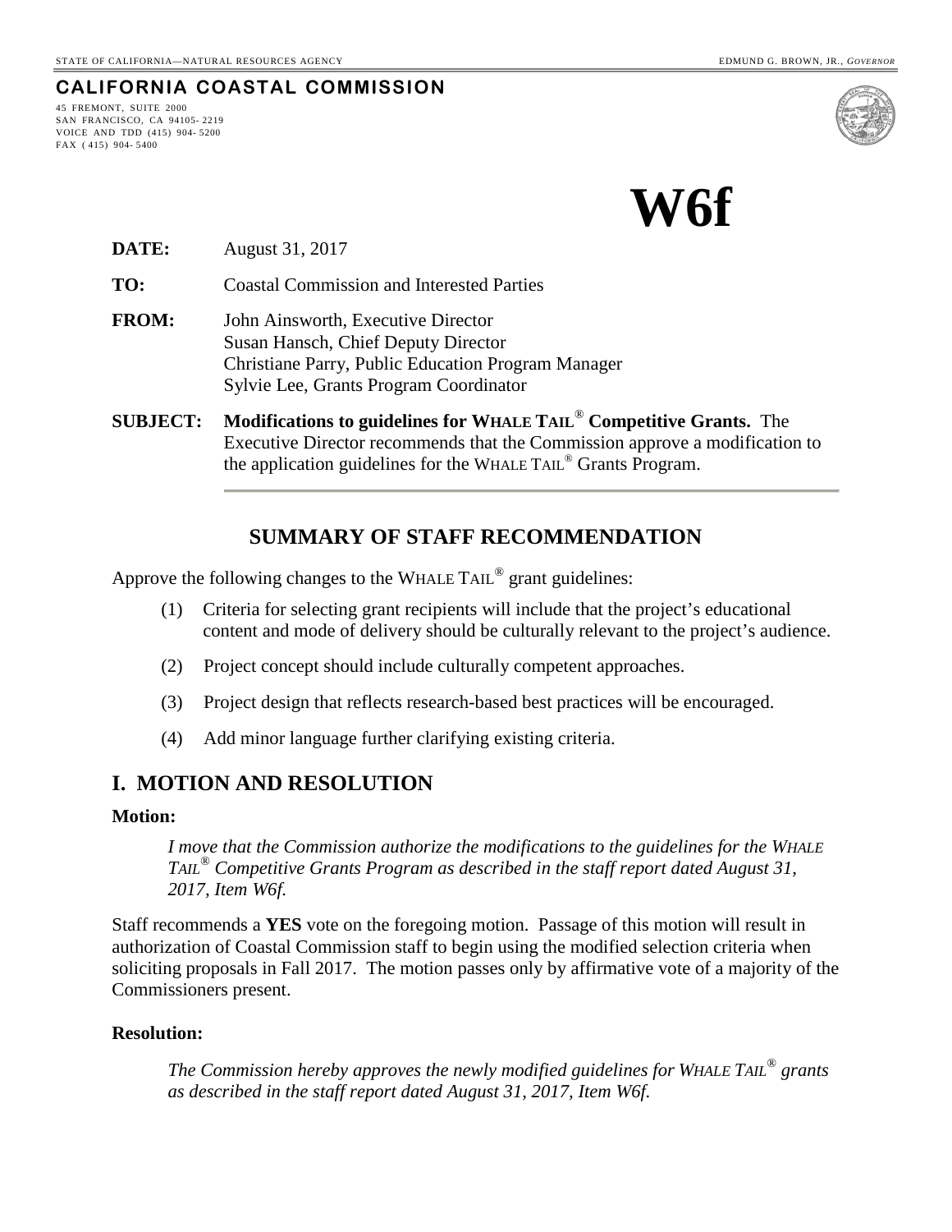STATE OF CALIFORNIA—NATURAL RESOURCES AGENCY EDMUND G. BROWN, JR., *GOVERNOR*

**CALIFORNIA COASTAL COMMISSION**

45 FREMONT, SUITE 2000
SAN FRANCISCO, CA 94105-2219
VOICE AND TDD (415) 904-5200
FAX (415) 904-5400

# W6f

**DATE:** August 31, 2017

**TO:** Coastal Commission and Interested Parties

**FROM:** John Ainsworth, Executive Director
Susan Hansch, Chief Deputy Director
Christiane Parry, Public Education Program Manager
Sylvie Lee, Grants Program Coordinator

**SUBJECT:** **Modifications to guidelines for WHALE TAIL® Competitive Grants.** The Executive Director recommends that the Commission approve a modification to the application guidelines for the WHALE TAIL® Grants Program.

## SUMMARY OF STAFF RECOMMENDATION

Approve the following changes to the WHALE TAIL® grant guidelines:

(1) Criteria for selecting grant recipients will include that the project's educational content and mode of delivery should be culturally relevant to the project's audience.

(2) Project concept should include culturally competent approaches.

(3) Project design that reflects research-based best practices will be encouraged.

(4) Add minor language further clarifying existing criteria.

## I. MOTION AND RESOLUTION

**Motion:**

*I move that the Commission authorize the modifications to the guidelines for the WHALE TAIL® Competitive Grants Program as described in the staff report dated August 31, 2017, Item W6f.*

Staff recommends a **YES** vote on the foregoing motion. Passage of this motion will result in authorization of Coastal Commission staff to begin using the modified selection criteria when soliciting proposals in Fall 2017. The motion passes only by affirmative vote of a majority of the Commissioners present.

**Resolution:**

*The Commission hereby approves the newly modified guidelines for WHALE TAIL® grants as described in the staff report dated August 31, 2017, Item W6f.*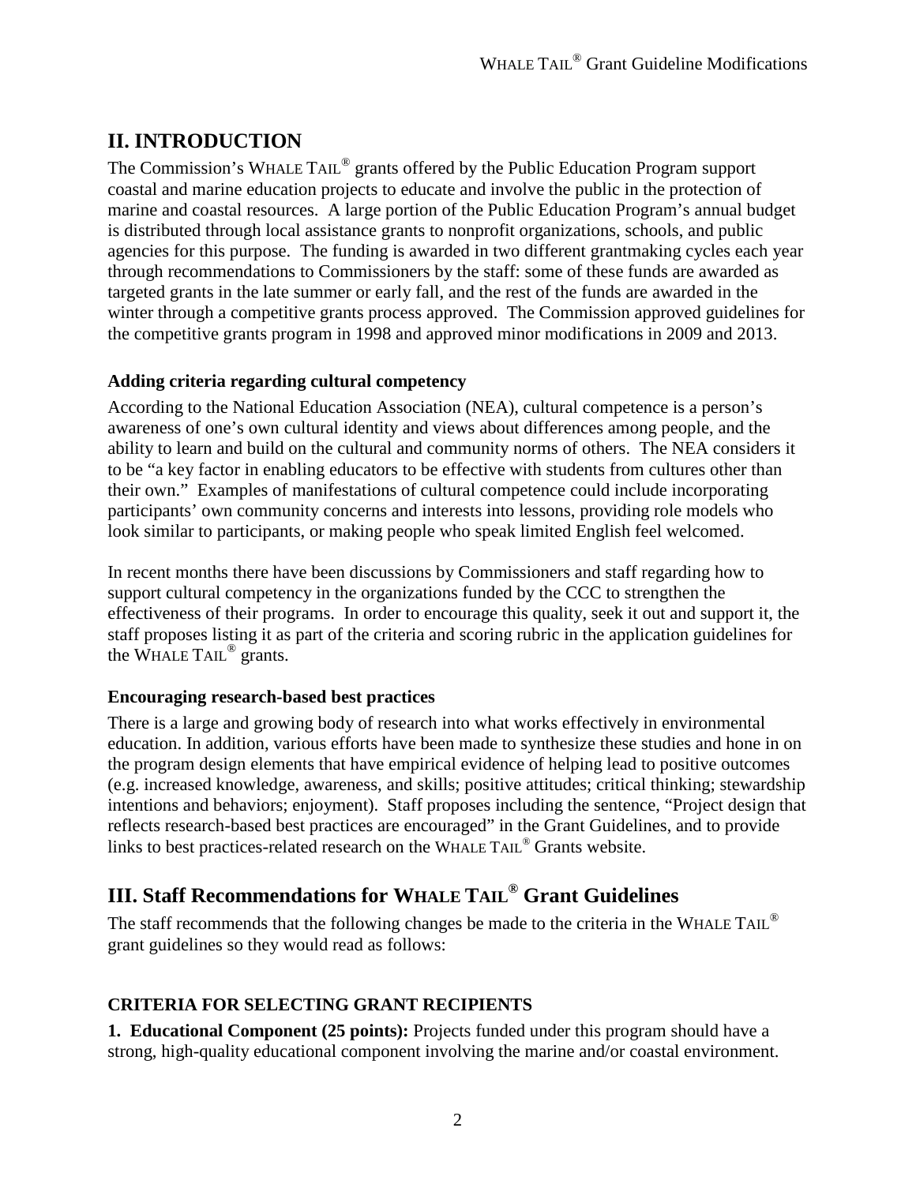## II. INTRODUCTION

The Commission's WHALE TAIL® grants offered by the Public Education Program support coastal and marine education projects to educate and involve the public in the protection of marine and coastal resources. A large portion of the Public Education Program's annual budget is distributed through local assistance grants to nonprofit organizations, schools, and public agencies for this purpose. The funding is awarded in two different grantmaking cycles each year through recommendations to Commissioners by the staff: some of these funds are awarded as targeted grants in the late summer or early fall, and the rest of the funds are awarded in the winter through a competitive grants process approved. The Commission approved guidelines for the competitive grants program in 1998 and approved minor modifications in 2009 and 2013.

### Adding criteria regarding cultural competency

According to the National Education Association (NEA), cultural competence is a person's awareness of one's own cultural identity and views about differences among people, and the ability to learn and build on the cultural and community norms of others. The NEA considers it to be "a key factor in enabling educators to be effective with students from cultures other than their own." Examples of manifestations of cultural competence could include incorporating participants' own community concerns and interests into lessons, providing role models who look similar to participants, or making people who speak limited English feel welcomed.

In recent months there have been discussions by Commissioners and staff regarding how to support cultural competency in the organizations funded by the CCC to strengthen the effectiveness of their programs. In order to encourage this quality, seek it out and support it, the staff proposes listing it as part of the criteria and scoring rubric in the application guidelines for the WHALE TAIL® grants.

### Encouraging research-based best practices

There is a large and growing body of research into what works effectively in environmental education. In addition, various efforts have been made to synthesize these studies and hone in on the program design elements that have empirical evidence of helping lead to positive outcomes (e.g. increased knowledge, awareness, and skills; positive attitudes; critical thinking; stewardship intentions and behaviors; enjoyment). Staff proposes including the sentence, "Project design that reflects research-based best practices are encouraged" in the Grant Guidelines, and to provide links to best practices-related research on the WHALE TAIL® Grants website.

## III. Staff Recommendations for WHALE TAIL® Grant Guidelines

The staff recommends that the following changes be made to the criteria in the WHALE TAIL® grant guidelines so they would read as follows:

### CRITERIA FOR SELECTING GRANT RECIPIENTS

**1. Educational Component (25 points):** Projects funded under this program should have a strong, high-quality educational component involving the marine and/or coastal environment.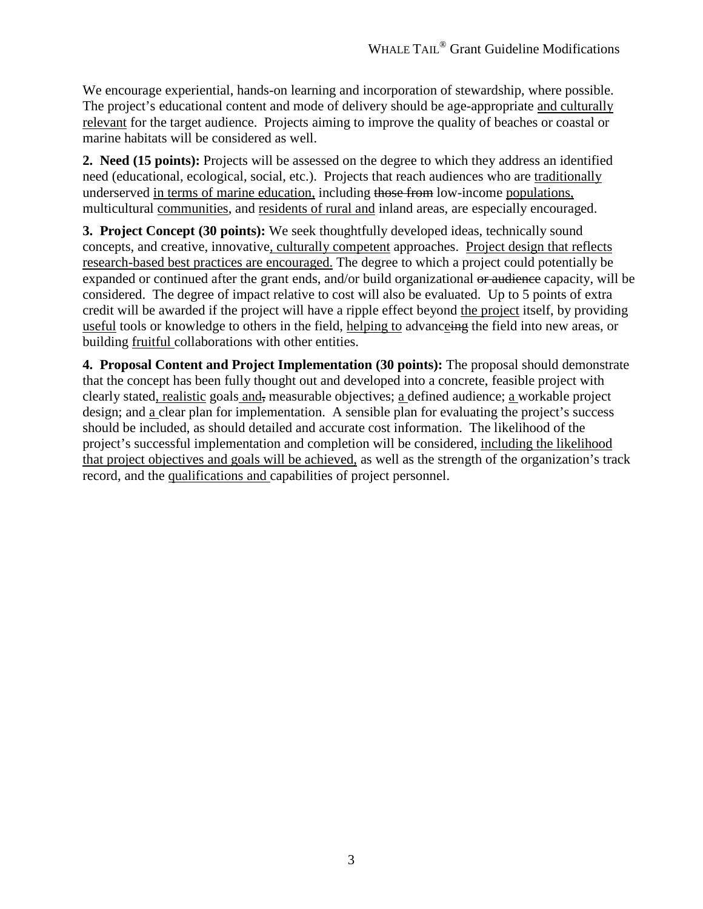We encourage experiential, hands-on learning and incorporation of stewardship, where possible. The project's educational content and mode of delivery should be age-appropriate <u>and culturally relevant</u> for the target audience. Projects aiming to improve the quality of beaches or coastal or marine habitats will be considered as well.

**2. Need (15 points):** Projects will be assessed on the degree to which they address an identified need (educational, ecological, social, etc.). Projects that reach audiences who are <u>traditionally</u> underserved <u>in terms of marine education,</u> including ~~those from~~ low-income <u>populations,</u> multicultural <u>communities</u>, and <u>residents of rural and</u> inland areas, are especially encouraged.

**3. Project Concept (30 points):** We seek thoughtfully developed ideas, technically sound concepts, and creative, innovative<u>, culturally competent</u> approaches. <u>Project design that reflects research-based best practices are encouraged.</u> The degree to which a project could potentially be expanded or continued after the grant ends, and/or build organizational ~~or audience~~ capacity, will be considered. The degree of impact relative to cost will also be evaluated. Up to 5 points of extra credit will be awarded if the project will have a ripple effect beyond <u>the project</u> itself, by providing <u>useful</u> tools or knowledge to others in the field, <u>helping to</u> advanc~~eing~~ the field into new areas, or building <u>fruitful</u> collaborations with other entities.

**4. Proposal Content and Project Implementation (30 points):** The proposal should demonstrate that the concept has been fully thought out and developed into a concrete, feasible project with clearly stated<u>, realistic</u> goals <u>and</u>~~,~~ measurable objectives; <u>a</u> defined audience; <u>a</u> workable project design; and <u>a</u> clear plan for implementation. A sensible plan for evaluating the project's success should be included, as should detailed and accurate cost information. The likelihood of the project's successful implementation and completion will be considered, <u>including the likelihood that project objectives and goals will be achieved,</u> as well as the strength of the organization's track record, and the <u>qualifications and</u> capabilities of project personnel.